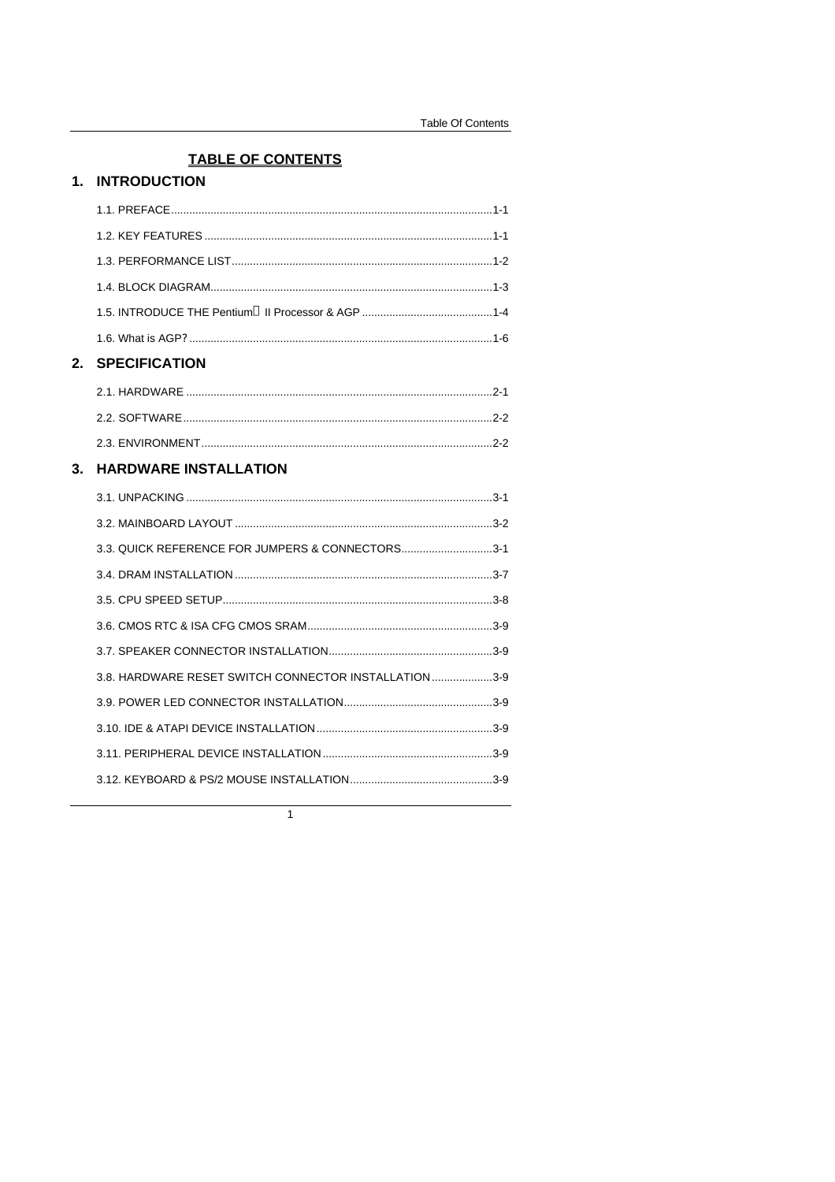# TABLE OF CONTENTS

## 1. INTRODUCTION

1.1. PREFACE........................................................................................................1-1

1.2. KEY FEATURES ..............................................................................................1-1

1.3. PERFORMANCE LIST.....................................................................................1-2

1.4. BLOCK DIAGRAM............................................................................................1-3

1.5. INTRODUCE THE Pentium II Processor & AGP ...........................................1-4

1.6. What is AGP?...................................................................................................1-6

## 2. SPECIFICATION

2.1. HARDWARE ....................................................................................................2-1

2.2. SOFTWARE.....................................................................................................2-2

2.3. ENVIRONMENT...............................................................................................2-2

## 3. HARDWARE INSTALLATION

3.1. UNPACKING ....................................................................................................3-1

3.2. MAINBOARD LAYOUT ....................................................................................3-2

3.3. QUICK REFERENCE FOR JUMPERS & CONNECTORS..............................3-1

3.4. DRAM INSTALLATION ....................................................................................3-7

3.5. CPU SPEED SETUP........................................................................................3-8

3.6. CMOS RTC & ISA CFG CMOS SRAM............................................................3-9

3.7. SPEAKER CONNECTOR INSTALLATION.....................................................3-9

3.8. HARDWARE RESET SWITCH CONNECTOR INSTALLATION ....................3-9

3.9. POWER LED CONNECTOR INSTALLATION................................................3-9

3.10. IDE & ATAPI DEVICE INSTALLATION .........................................................3-9

3.11. PERIPHERAL DEVICE INSTALLATION .......................................................3-9

3.12. KEYBOARD & PS/2 MOUSE INSTALLATION..............................................3-9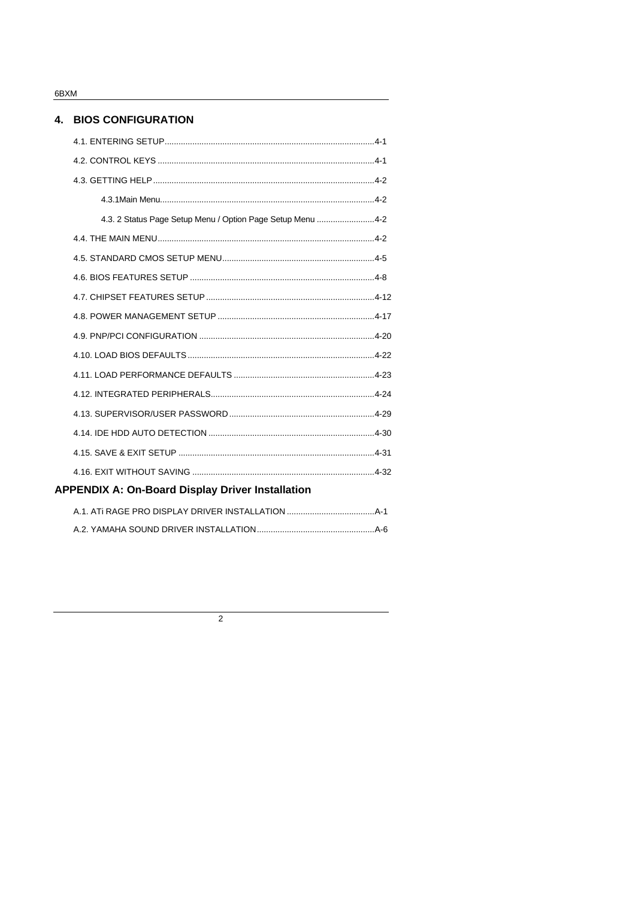## 4. BIOS CONFIGURATION

4.1. ENTERING SETUP.........................................................................................4-1

4.2. CONTROL KEYS ............................................................................................4-1

4.3. GETTING HELP...............................................................................................4-2

4.3.1Main Menu............................................................................................4-2

4.3. 2 Status Page Setup Menu / Option Page Setup Menu .........................4-2

4.4. THE MAIN MENU............................................................................................4-2

4.5. STANDARD CMOS SETUP MENU.................................................................4-5

4.6. BIOS FEATURES SETUP ...............................................................................4-8

4.7. CHIPSET FEATURES SETUP ........................................................................4-12

4.8. POWER MANAGEMENT SETUP ...................................................................4-17

4.9. PNP/PCI CONFIGURATION ...........................................................................4-20

4.10. LOAD BIOS DEFAULTS................................................................................4-22

4.11. LOAD PERFORMANCE DEFAULTS ............................................................4-23

4.12. INTEGRATED PERIPHERALS......................................................................4-24

4.13. SUPERVISOR/USER PASSWORD..............................................................4-29

4.14. IDE HDD AUTO DETECTION .......................................................................4-30

4.15. SAVE & EXIT SETUP ...................................................................................4-31

4.16. EXIT WITHOUT SAVING ..............................................................................4-32

## APPENDIX A: On-Board Display Driver Installation

A.1. ATi RAGE PRO DISPLAY DRIVER INSTALLATION .....................................A-1

A.2. YAMAHA SOUND DRIVER INSTALLATION..................................................A-6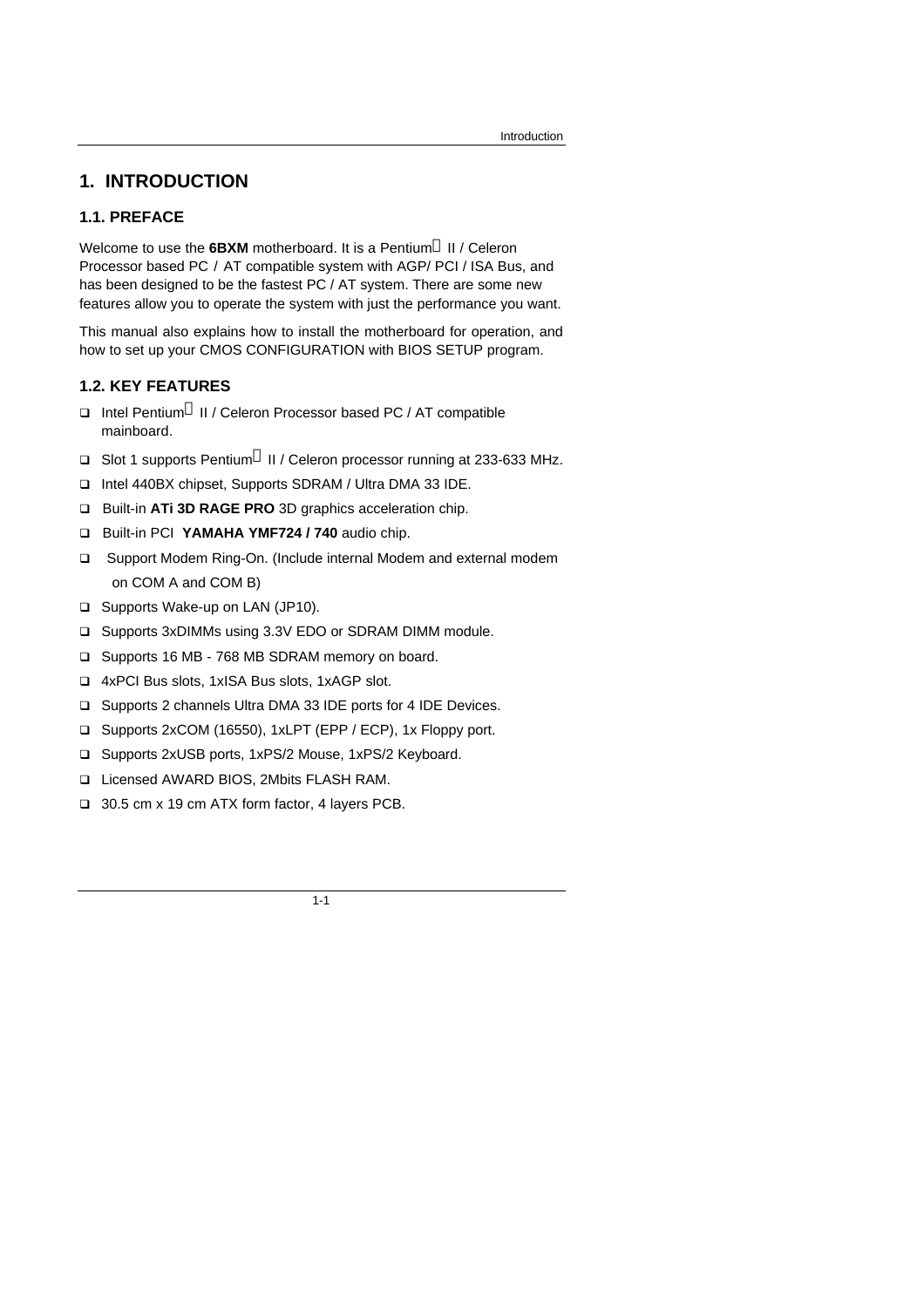# 1. INTRODUCTION

## 1.1. PREFACE

Welcome to use the **6BXM** motherboard. It is a Pentium II / Celeron Processor based PC / AT compatible system with AGP/ PCI / ISA Bus, and has been designed to be the fastest PC / AT system. There are some new features allow you to operate the system with just the performance you want.

This manual also explains how to install the motherboard for operation, and how to set up your CMOS CONFIGURATION with BIOS SETUP program.

## 1.2. KEY FEATURES

- Intel Pentium II / Celeron Processor based PC / AT compatible mainboard.
- Slot 1 supports Pentium II / Celeron processor running at 233-633 MHz.
- Intel 440BX chipset, Supports SDRAM / Ultra DMA 33 IDE.
- Built-in **ATi 3D RAGE PRO** 3D graphics acceleration chip.
- Built-in PCI **YAMAHA YMF724 / 740** audio chip.
- Support Modem Ring-On. (Include internal Modem and external modem on COM A and COM B)
- Supports Wake-up on LAN (JP10).
- Supports 3xDIMMs using 3.3V EDO or SDRAM DIMM module.
- Supports 16 MB - 768 MB SDRAM memory on board.
- 4xPCI Bus slots, 1xISA Bus slots, 1xAGP slot.
- Supports 2 channels Ultra DMA 33 IDE ports for 4 IDE Devices.
- Supports 2xCOM (16550), 1xLPT (EPP / ECP), 1x Floppy port.
- Supports 2xUSB ports, 1xPS/2 Mouse, 1xPS/2 Keyboard.
- Licensed AWARD BIOS, 2Mbits FLASH RAM.
- 30.5 cm x 19 cm ATX form factor, 4 layers PCB.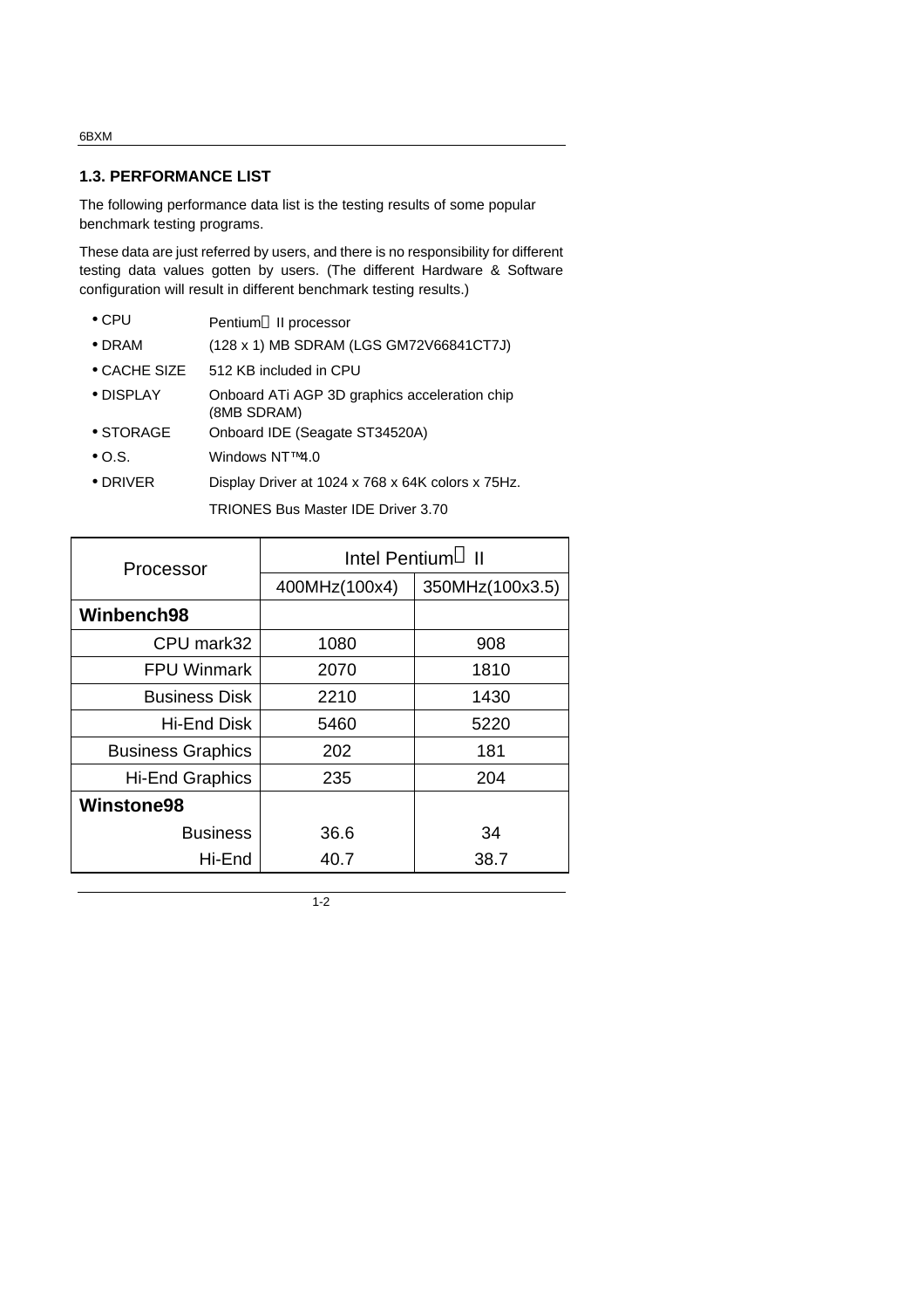## 1.3. PERFORMANCE LIST

The following performance data list is the testing results of some popular benchmark testing programs.

These data are just referred by users, and there is no responsibility for different testing data values gotten by users. (The different Hardware & Software configuration will result in different benchmark testing results.)

- CPU Pentium II processor
- DRAM (128 x 1) MB SDRAM (LGS GM72V66841CT7J)
- CACHE SIZE 512 KB included in CPU
- DISPLAY Onboard ATi AGP 3D graphics acceleration chip (8MB SDRAM)
- STORAGE Onboard IDE (Seagate ST34520A)
- O.S. Windows NT™ 4.0
- DRIVER Display Driver at 1024 x 768 x 64K colors x 75Hz.
  TRIONES Bus Master IDE Driver 3.70

| Processor | Intel Pentium II | |
|---|---|---|
| | 400MHz(100x4) | 350MHz(100x3.5) |
| **Winbench98** | | |
| CPU mark32 | 1080 | 908 |
| FPU Winmark | 2070 | 1810 |
| Business Disk | 2210 | 1430 |
| Hi-End Disk | 5460 | 5220 |
| Business Graphics | 202 | 181 |
| Hi-End Graphics | 235 | 204 |
| **Winstone98** | | |
| Business | 36.6 | 34 |
| Hi-End | 40.7 | 38.7 |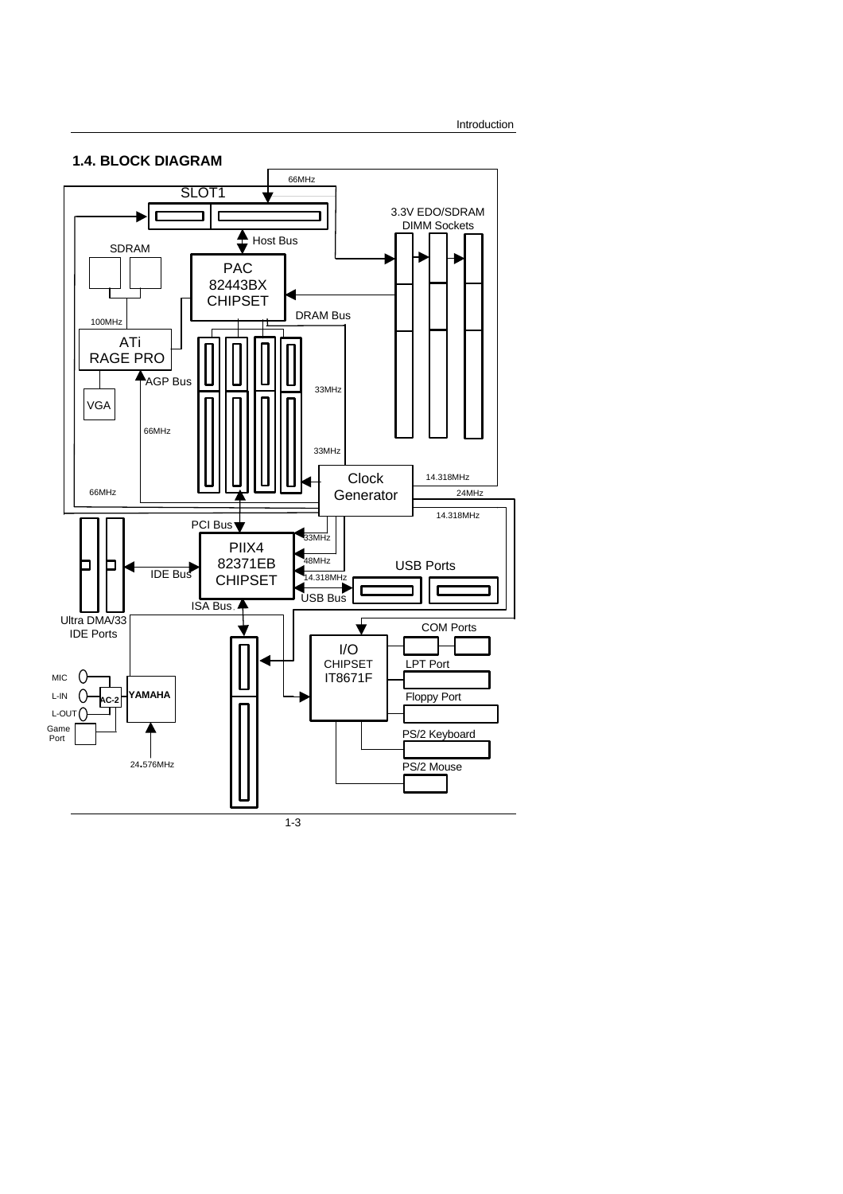## 1.4. BLOCK DIAGRAM

SLOT1

66MHz

Host Bus

3.3V EDO/SDRAM
DIMM Sockets

SDRAM

PAC
82443BX
CHIPSET

DRAM Bus

100MHz

ATi
RAGE PRO

AGP Bus

VGA

33MHz

66MHz

33MHz

Clock
Generator

14.318MHz

24MHz

66MHz

14.318MHz

PCI Bus

33MHz

PIIX4
82371EB
CHIPSET

48MHz

IDE Bus

14.318MHz

USB Ports

USB Bus

ISA Bus

Ultra DMA/33
IDE Ports

COM Ports

I/O
CHIPSET
IT8671F

LPT Port

MIC

L-IN

AC-2

YAMAHA

Floppy Port

L-OUT

Game
Port

PS/2 Keyboard

24.576MHz

PS/2 Mouse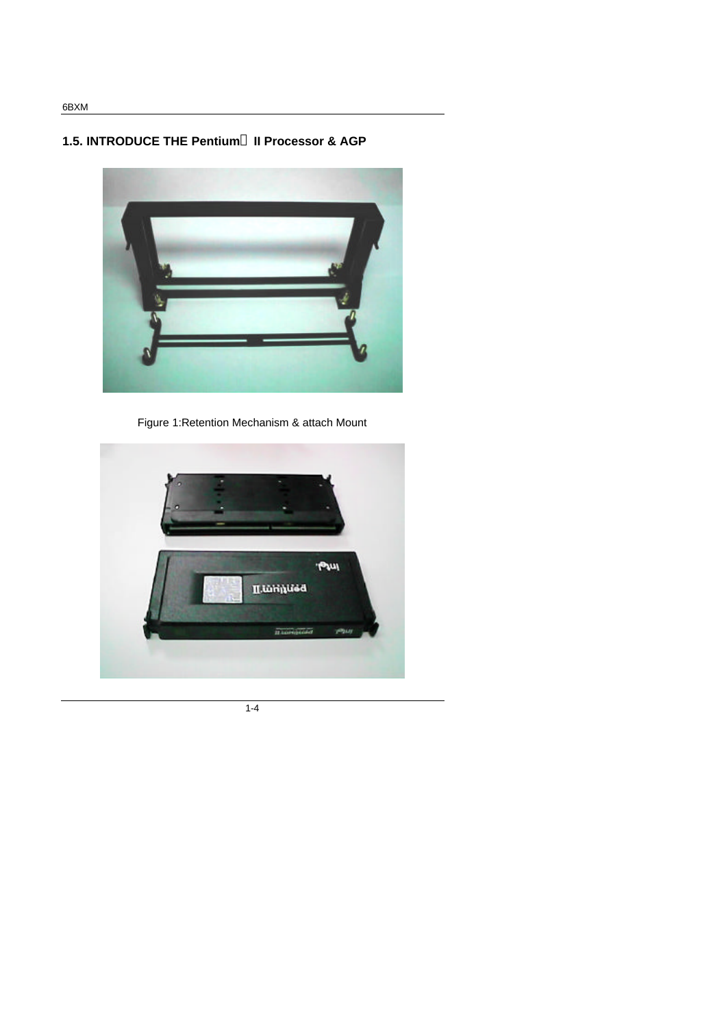## 1.5. INTRODUCE THE Pentium II Processor & AGP

Figure 1:Retention Mechanism & attach Mount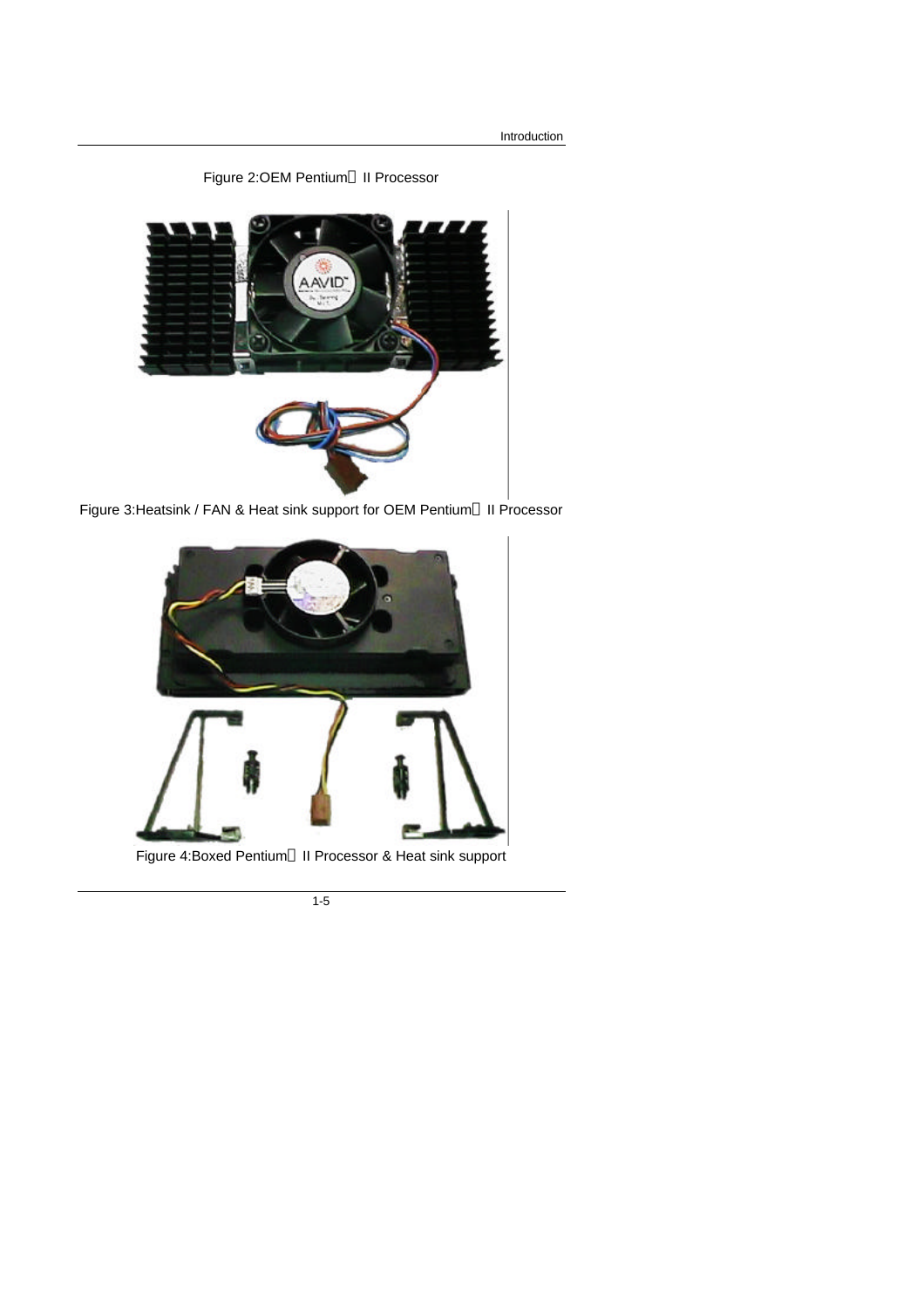Figure 2:OEM Pentium II Processor

Figure 3:Heatsink / FAN & Heat sink support for OEM Pentium II Processor

Figure 4:Boxed Pentium II Processor & Heat sink support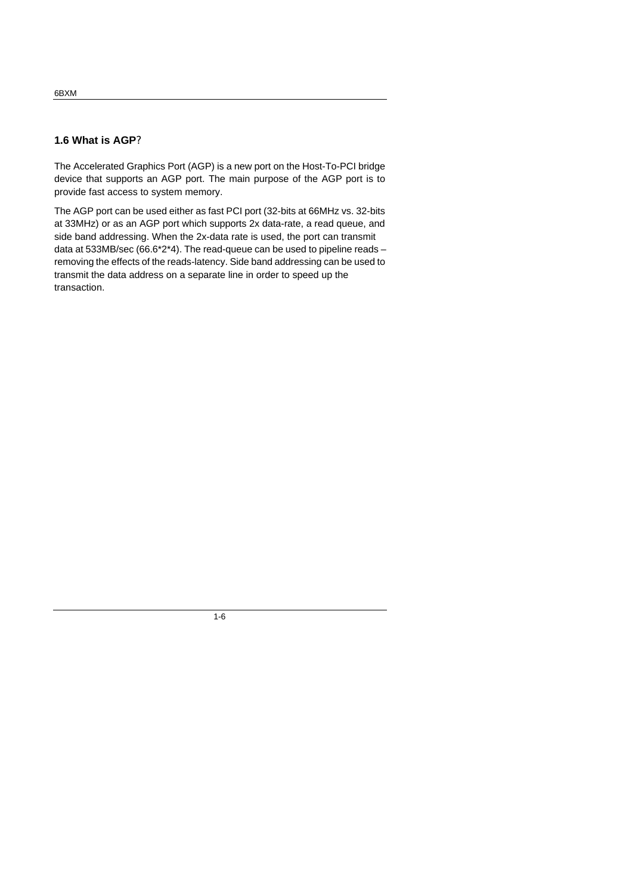## 1.6 What is AGP?

The Accelerated Graphics Port (AGP) is a new port on the Host-To-PCI bridge device that supports an AGP port. The main purpose of the AGP port is to provide fast access to system memory.

The AGP port can be used either as fast PCI port (32-bits at 66MHz vs. 32-bits at 33MHz) or as an AGP port which supports 2x data-rate, a read queue, and side band addressing. When the 2x-data rate is used, the port can transmit data at 533MB/sec (66.6*2*4). The read-queue can be used to pipeline reads – removing the effects of the reads-latency. Side band addressing can be used to transmit the data address on a separate line in order to speed up the transaction.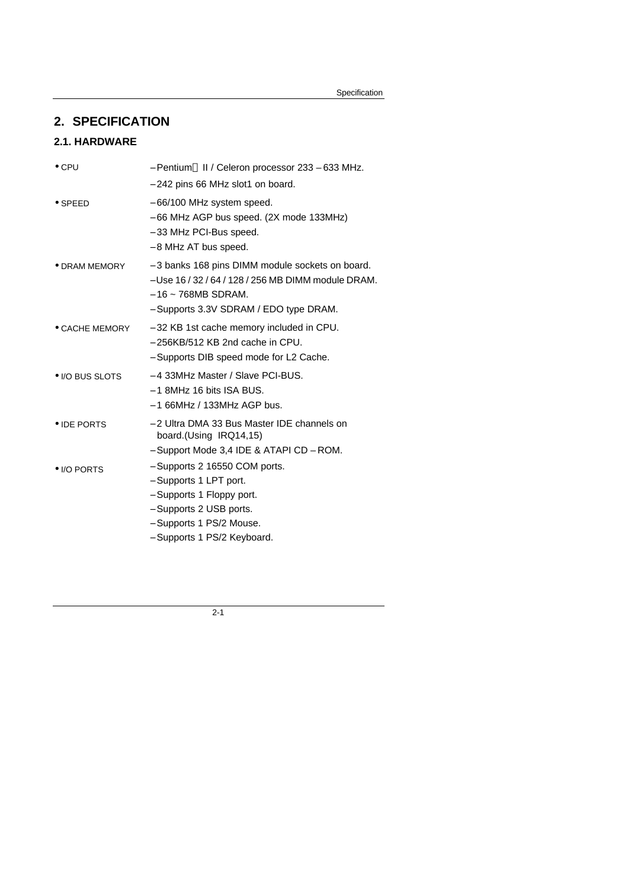# 2. SPECIFICATION

## 2.1. HARDWARE

| | |
|---|---|
| • CPU | – Pentium II / Celeron processor 233 – 633 MHz.<br>– 242 pins 66 MHz slot1 on board. |
| • SPEED | – 66/100 MHz system speed.<br>– 66 MHz AGP bus speed. (2X mode 133MHz)<br>– 33 MHz PCI-Bus speed.<br>– 8 MHz AT bus speed. |
| • DRAM MEMORY | – 3 banks 168 pins DIMM module sockets on board.<br>– Use 16 / 32 / 64 / 128 / 256 MB DIMM module DRAM.<br>– 16 ~ 768MB SDRAM.<br>– Supports 3.3V SDRAM / EDO type DRAM. |
| • CACHE MEMORY | – 32 KB 1st cache memory included in CPU.<br>– 256KB/512 KB 2nd cache in CPU.<br>– Supports DIB speed mode for L2 Cache. |
| • I/O BUS SLOTS | – 4 33MHz Master / Slave PCI-BUS.<br>– 1 8MHz 16 bits ISA BUS.<br>– 1 66MHz / 133MHz AGP bus. |
| • IDE PORTS | – 2 Ultra DMA 33 Bus Master IDE channels on board.(Using IRQ14,15)<br>– Support Mode 3,4 IDE & ATAPI CD – ROM. |
| • I/O PORTS | – Supports 2 16550 COM ports.<br>– Supports 1 LPT port.<br>– Supports 1 Floppy port.<br>– Supports 2 USB ports.<br>– Supports 1 PS/2 Mouse.<br>– Supports 1 PS/2 Keyboard. |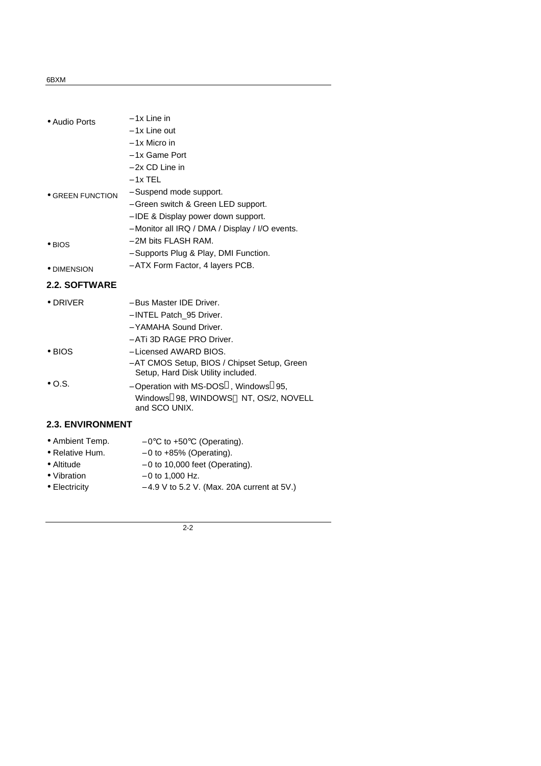- Audio Ports
  - –1x Line in
  - –1x Line out
  - –1x Micro in
  - –1x Game Port
  - –2x CD Line in
  - –1x TEL
- GREEN FUNCTION
  - –Suspend mode support.
  - –Green switch & Green LED support.
  - –IDE & Display power down support.
  - –Monitor all IRQ / DMA / Display / I/O events.
- BIOS
  - –2M bits FLASH RAM.
  - –Supports Plug & Play, DMI Function.
- DIMENSION
  - –ATX Form Factor, 4 layers PCB.

## 2.2. SOFTWARE

- DRIVER
  - –Bus Master IDE Driver.
  - –INTEL Patch_95 Driver.
  - –YAMAHA Sound Driver.
  - –ATi 3D RAGE PRO Driver.
- BIOS
  - –Licensed AWARD BIOS.
  - –AT CMOS Setup, BIOS / Chipset Setup, Green Setup, Hard Disk Utility included.
- O.S.
  - –Operation with MS-DOS, Windows 95, Windows 98, WINDOWS NT, OS/2, NOVELL and SCO UNIX.

## 2.3. ENVIRONMENT

- Ambient Temp. –0℃ to +50℃ (Operating).
- Relative Hum. –0 to +85% (Operating).
- Altitude –0 to 10,000 feet (Operating).
- Vibration –0 to 1,000 Hz.
- Electricity –4.9 V to 5.2 V. (Max. 20A current at 5V.)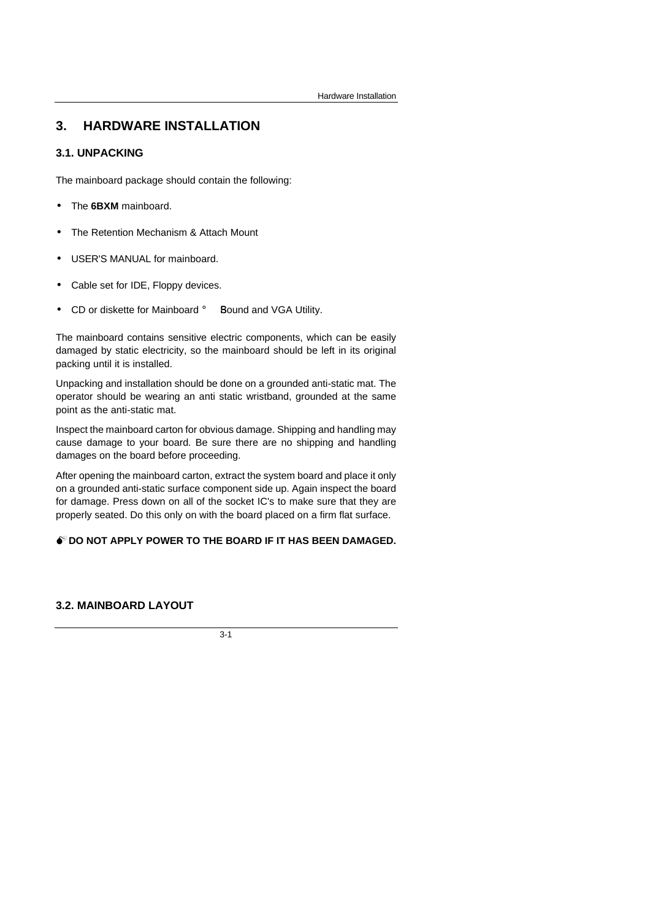# 3. HARDWARE INSTALLATION

## 3.1. UNPACKING

The mainboard package should contain the following:

- The **6BXM** mainboard.
- The Retention Mechanism & Attach Mount
- USER'S MANUAL for mainboard.
- Cable set for IDE, Floppy devices.
- CD or diskette for Mainboard ° Sound and VGA Utility.

The mainboard contains sensitive electric components, which can be easily damaged by static electricity, so the mainboard should be left in its original packing until it is installed.

Unpacking and installation should be done on a grounded anti-static mat. The operator should be wearing an anti static wristband, grounded at the same point as the anti-static mat.

Inspect the mainboard carton for obvious damage. Shipping and handling may cause damage to your board. Be sure there are no shipping and handling damages on the board before proceeding.

After opening the mainboard carton, extract the system board and place it only on a grounded anti-static surface component side up. Again inspect the board for damage. Press down on all of the socket IC's to make sure that they are properly seated. Do this only on with the board placed on a firm flat surface.

**DO NOT APPLY POWER TO THE BOARD IF IT HAS BEEN DAMAGED.**

## 3.2. MAINBOARD LAYOUT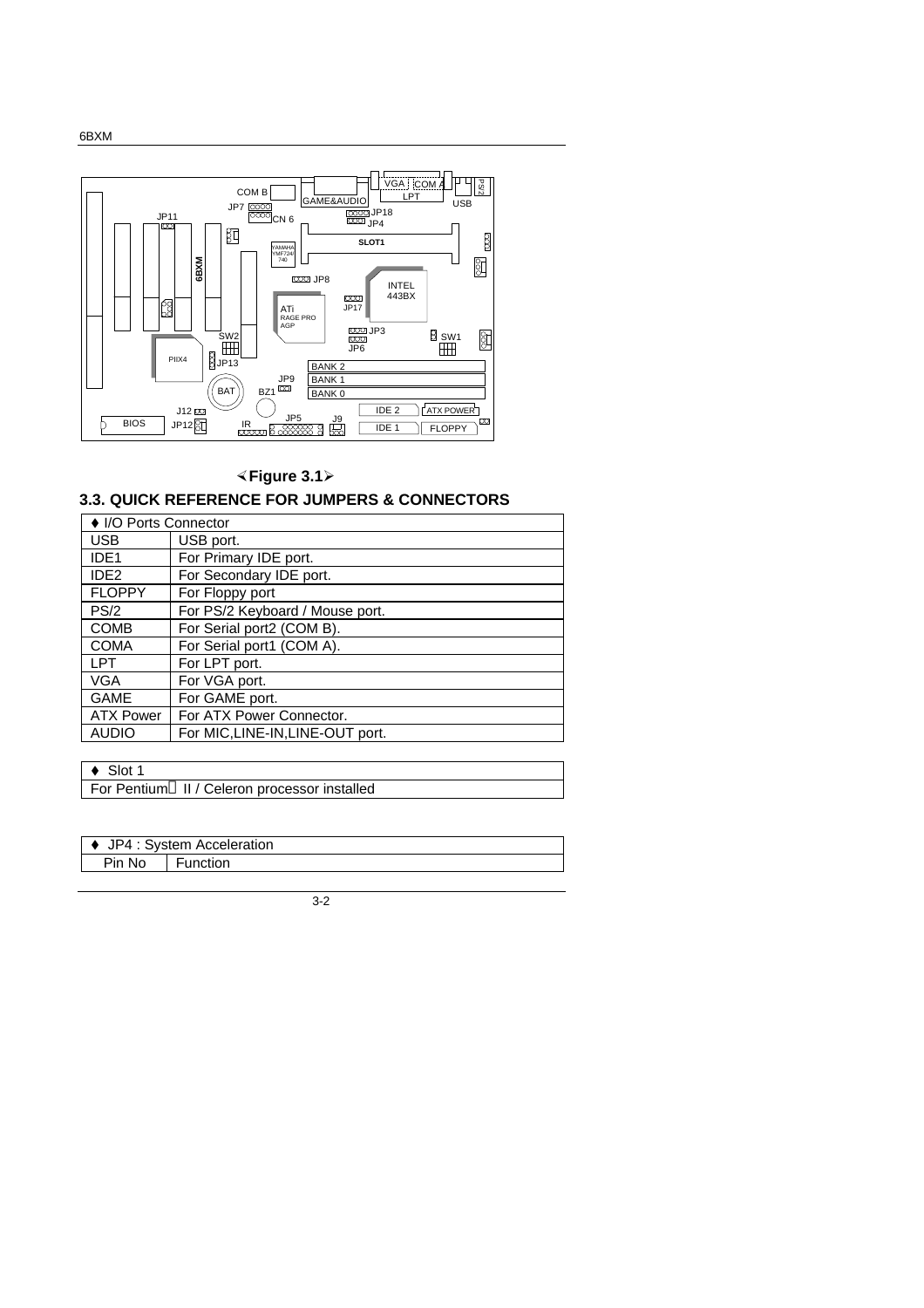COM B
JP7
CN 6
GAME&AUDIO
VGA
COM A
LPT
USB
PS/2
JP18
JP4
JP11
SLOT1
YAMAHA YMF724/740
6BXM
JP8
INTEL 443BX
JP17
ATi RAGE PRO AGP
JP3
JP6
SW1
SW2
PIIX4
JP13
BANK 2
BANK 1
BANK 0
JP9
BAT
BZ1
IDE 2
ATX POWER
J12
JP5
J9
BIOS
JP12
IR
IDE 1
FLOPPY

**<Figure 3.1>**

## 3.3. QUICK REFERENCE FOR JUMPERS & CONNECTORS

| ♦ I/O Ports Connector | |
|---|---|
| USB | USB port. |
| IDE1 | For Primary IDE port. |
| IDE2 | For Secondary IDE port. |
| FLOPPY | For Floppy port |
| PS/2 | For PS/2 Keyboard / Mouse port. |
| COMB | For Serial port2 (COM B). |
| COMA | For Serial port1 (COM A). |
| LPT | For LPT port. |
| VGA | For VGA port. |
| GAME | For GAME port. |
| ATX Power | For ATX Power Connector. |
| AUDIO | For MIC,LINE-IN,LINE-OUT port. |

| ♦ Slot 1 |
|---|
| For Pentium® II / Celeron processor installed |

| ♦ JP4 : System Acceleration | |
|---|---|
| Pin No | Function |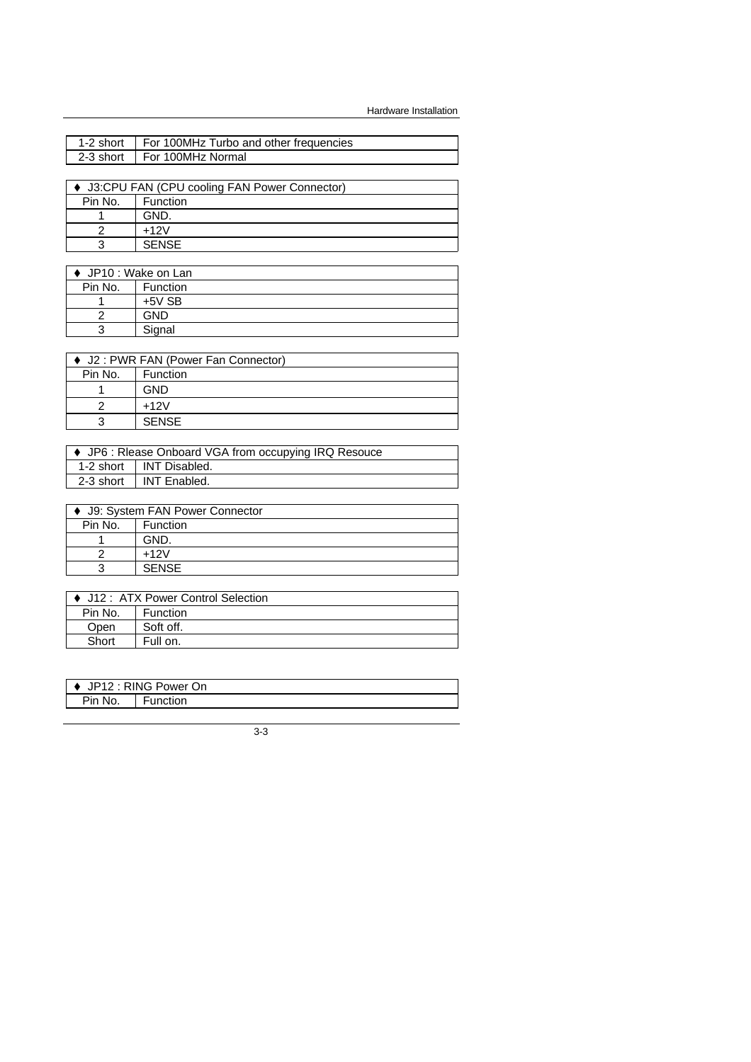| 1-2 short | For 100MHz Turbo and other frequencies |
|---|---|
| 2-3 short | For 100MHz Normal |

| ♦ J3:CPU FAN (CPU cooling FAN Power Connector) | |
|---|---|
| Pin No. | Function |
| 1 | GND. |
| 2 | +12V |
| 3 | SENSE |

| ♦ JP10 : Wake on Lan | |
|---|---|
| Pin No. | Function |
| 1 | +5V SB |
| 2 | GND |
| 3 | Signal |

| ♦ J2 : PWR FAN (Power Fan Connector) | |
|---|---|
| Pin No. | Function |
| 1 | GND |
| 2 | +12V |
| 3 | SENSE |

| ♦ JP6 : Rlease Onboard VGA from occupying IRQ Resouce | |
|---|---|
| 1-2 short | INT Disabled. |
| 2-3 short | INT Enabled. |

| ♦ J9: System FAN Power Connector | |
|---|---|
| Pin No. | Function |
| 1 | GND. |
| 2 | +12V |
| 3 | SENSE |

| ♦ J12 : ATX Power Control Selection | |
|---|---|
| Pin No. | Function |
| Open | Soft off. |
| Short | Full on. |

| ♦ JP12 : RING Power On | |
|---|---|
| Pin No. | Function |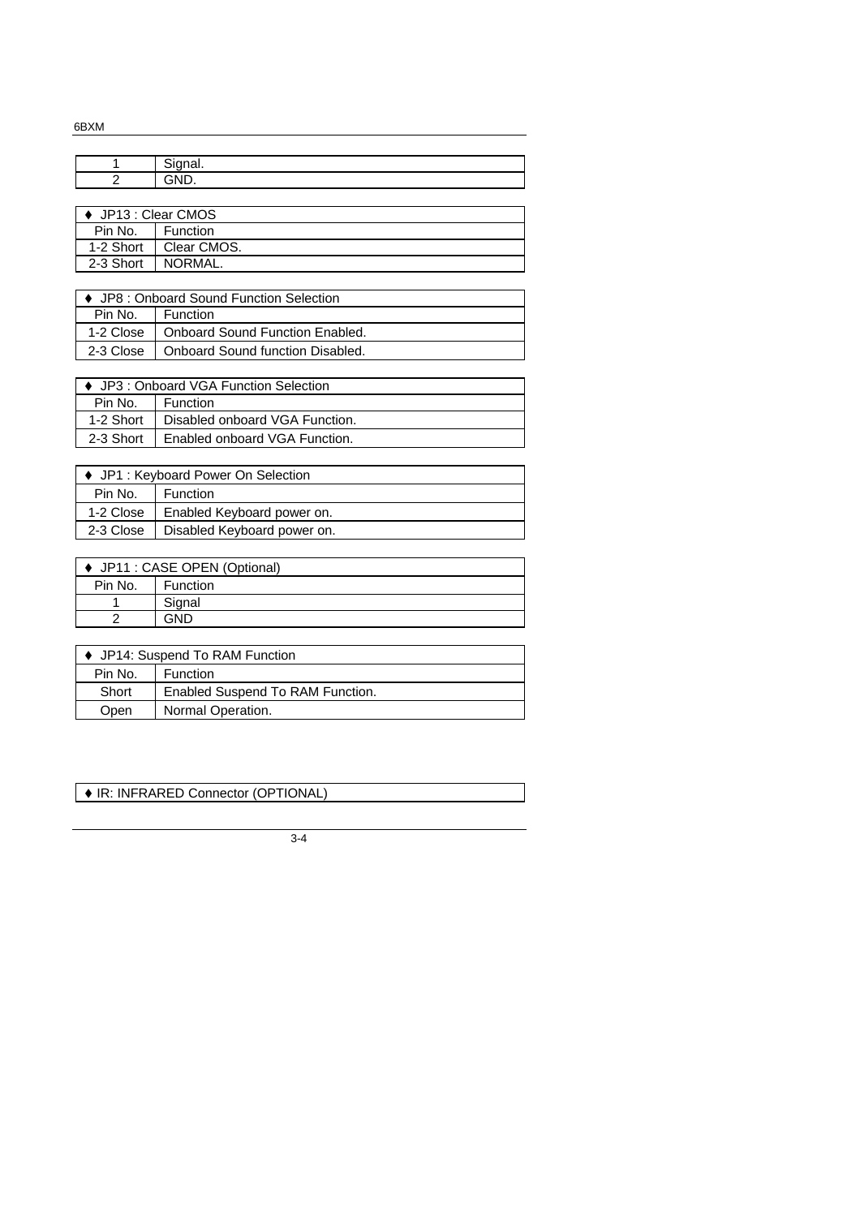| | |
|---|---|
| 1 | Signal. |
| 2 | GND. |

| ♦ JP13 : Clear CMOS | |
|---|---|
| Pin No. | Function |
| 1-2 Short | Clear CMOS. |
| 2-3 Short | NORMAL. |

| ♦ JP8 : Onboard Sound Function Selection | |
|---|---|
| Pin No. | Function |
| 1-2 Close | Onboard Sound Function Enabled. |
| 2-3 Close | Onboard Sound function Disabled. |

| ♦ JP3 : Onboard VGA Function Selection | |
|---|---|
| Pin No. | Function |
| 1-2 Short | Disabled onboard VGA Function. |
| 2-3 Short | Enabled onboard VGA Function. |

| ♦ JP1 : Keyboard Power On Selection | |
|---|---|
| Pin No. | Function |
| 1-2 Close | Enabled Keyboard power on. |
| 2-3 Close | Disabled Keyboard power on. |

| ♦ JP11 : CASE OPEN (Optional) | |
|---|---|
| Pin No. | Function |
| 1 | Signal |
| 2 | GND |

| ♦ JP14: Suspend To RAM Function | |
|---|---|
| Pin No. | Function |
| Short | Enabled Suspend To RAM Function. |
| Open | Normal Operation. |

| ♦ IR: INFRARED Connector (OPTIONAL) |
|---|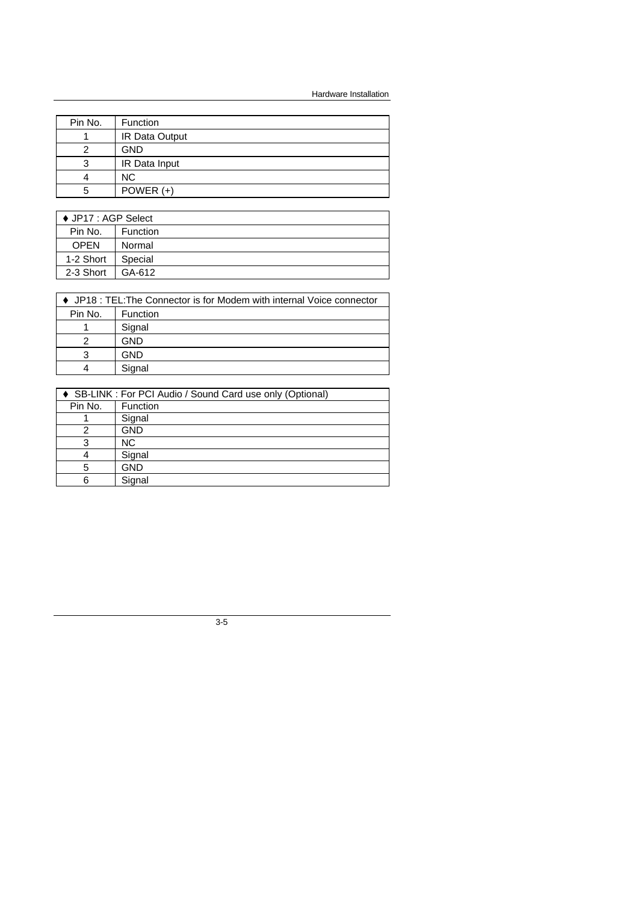| Pin No. | Function |
| --- | --- |
| 1 | IR Data Output |
| 2 | GND |
| 3 | IR Data Input |
| 4 | NC |
| 5 | POWER (+) |

| ♦ JP17 : AGP Select | |
| --- | --- |
| Pin No. | Function |
| OPEN | Normal |
| 1-2 Short | Special |
| 2-3 Short | GA-612 |

| ♦ JP18 : TEL:The Connector is for Modem with internal Voice connector | |
| --- | --- |
| Pin No. | Function |
| 1 | Signal |
| 2 | GND |
| 3 | GND |
| 4 | Signal |

| ♦ SB-LINK : For PCI Audio / Sound Card use only (Optional) | |
| --- | --- |
| Pin No. | Function |
| 1 | Signal |
| 2 | GND |
| 3 | NC |
| 4 | Signal |
| 5 | GND |
| 6 | Signal |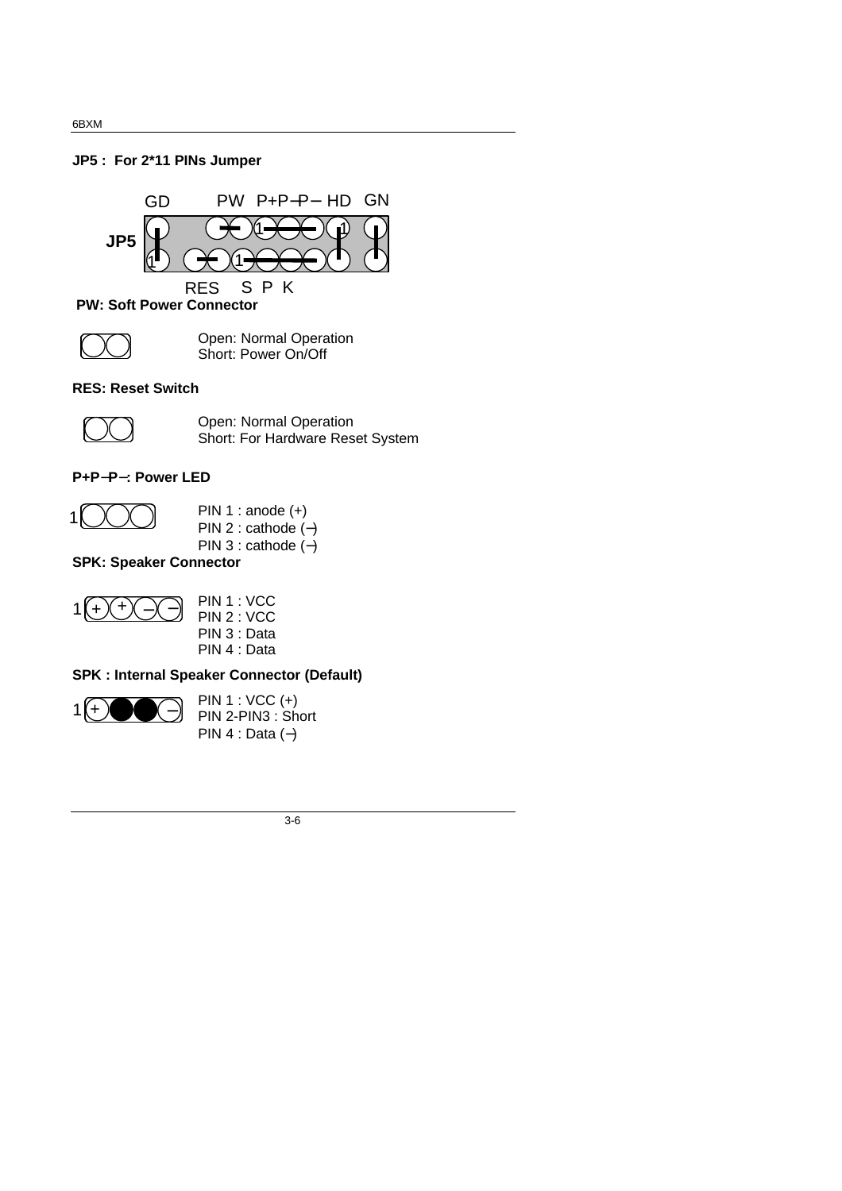### JP5 : For 2*11 PINs Jumper

GD PW P+P−P− HD GN

JP5

RES S P K

**PW: Soft Power Connector**

Open: Normal Operation
Short: Power On/Off

**RES: Reset Switch**

Open: Normal Operation
Short: For Hardware Reset System

**P+P−P−: Power LED**

PIN 1 : anode (+)
PIN 2 : cathode (−)
PIN 3 : cathode (−)

**SPK: Speaker Connector**

PIN 1 : VCC
PIN 2 : VCC
PIN 3 : Data
PIN 4 : Data

**SPK : Internal Speaker Connector (Default)**

PIN 1 : VCC (+)
PIN 2-PIN3 : Short
PIN 4 : Data (−)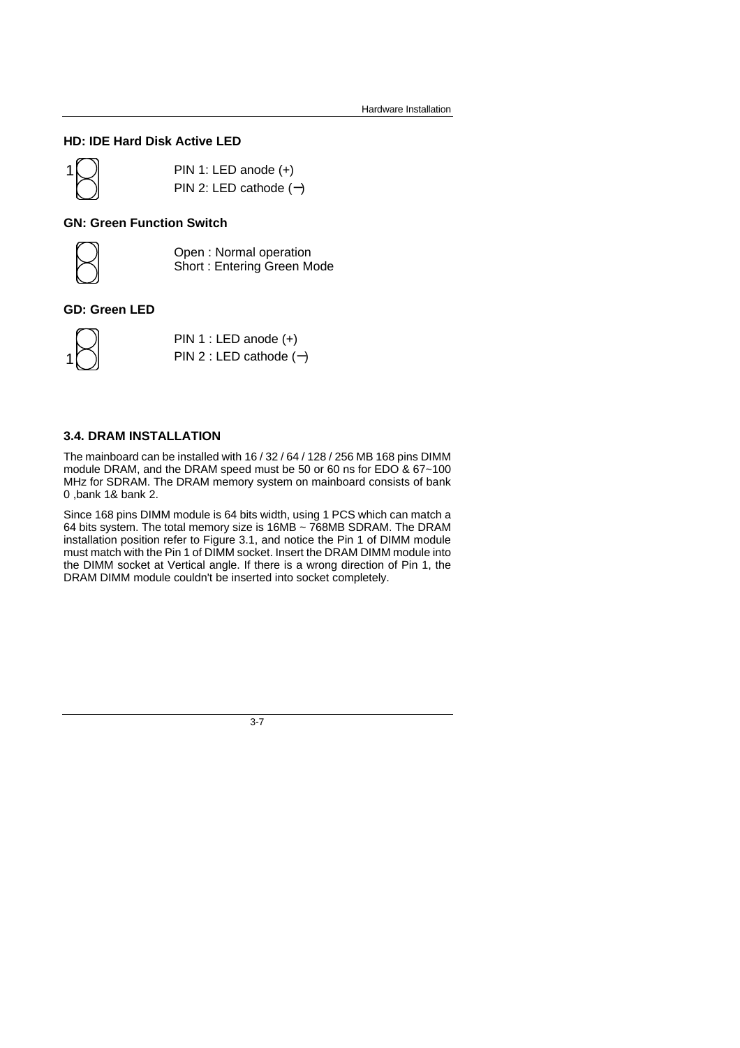### HD: IDE Hard Disk Active LED

PIN 1: LED anode (+)
PIN 2: LED cathode (−)

### GN: Green Function Switch

Open : Normal operation
Short : Entering Green Mode

### GD: Green LED

PIN 1 : LED anode (+)
PIN 2 : LED cathode (−)

## 3.4. DRAM INSTALLATION

The mainboard can be installed with 16 / 32 / 64 / 128 / 256 MB 168 pins DIMM module DRAM, and the DRAM speed must be 50 or 60 ns for EDO & 67~100 MHz for SDRAM. The DRAM memory system on mainboard consists of bank 0 ,bank 1& bank 2.

Since 168 pins DIMM module is 64 bits width, using 1 PCS which can match a 64 bits system. The total memory size is 16MB ~ 768MB SDRAM. The DRAM installation position refer to Figure 3.1, and notice the Pin 1 of DIMM module must match with the Pin 1 of DIMM socket. Insert the DRAM DIMM module into the DIMM socket at Vertical angle. If there is a wrong direction of Pin 1, the DRAM DIMM module couldn't be inserted into socket completely.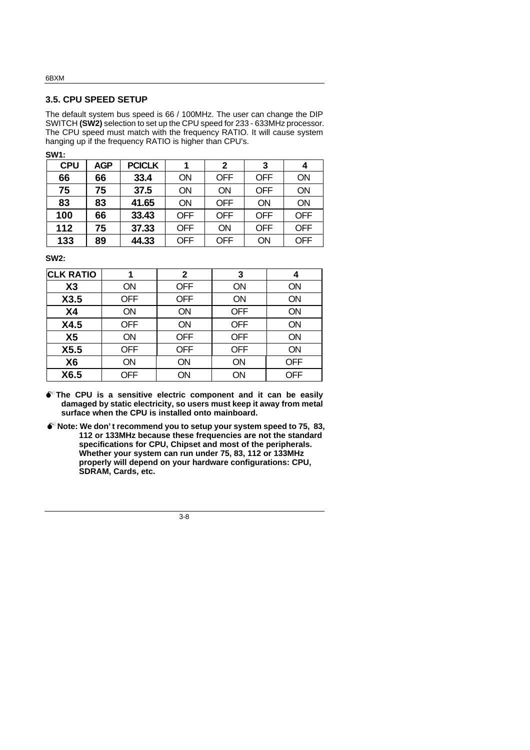## 3.5. CPU SPEED SETUP

The default system bus speed is 66 / 100MHz. The user can change the DIP SWITCH **(SW2)** selection to set up the CPU speed for 233 - 633MHz processor. The CPU speed must match with the frequency RATIO. It will cause system hanging up if the frequency RATIO is higher than CPU's.

**SW1:**

| CPU | AGP | PCICLK | 1 | 2 | 3 | 4 |
|---|---|---|---|---|---|---|
| **66** | **66** | **33.4** | ON | OFF | OFF | ON |
| **75** | **75** | **37.5** | ON | ON | OFF | ON |
| **83** | **83** | **41.65** | ON | OFF | ON | ON |
| **100** | **66** | **33.43** | OFF | OFF | OFF | OFF |
| **112** | **75** | **37.33** | OFF | ON | OFF | OFF |
| **133** | **89** | **44.33** | OFF | OFF | ON | OFF |

**SW2:**

| CLK RATIO | 1 | 2 | 3 | 4 |
|---|---|---|---|---|
| **X3** | ON | OFF | ON | ON |
| **X3.5** | OFF | OFF | ON | ON |
| **X4** | ON | ON | OFF | ON |
| **X4.5** | OFF | ON | OFF | ON |
| **X5** | ON | OFF | OFF | ON |
| **X5.5** | OFF | OFF | OFF | ON |
| **X6** | ON | ON | ON | OFF |
| **X6.5** | OFF | ON | ON | OFF |

- **The CPU is a sensitive electric component and it can be easily damaged by static electricity, so users must keep it away from metal surface when the CPU is installed onto mainboard.**

- **Note: We don't recommend you to setup your system speed to 75, 83, 112 or 133MHz because these frequencies are not the standard specifications for CPU, Chipset and most of the peripherals. Whether your system can run under 75, 83, 112 or 133MHz properly will depend on your hardware configurations: CPU, SDRAM, Cards, etc.**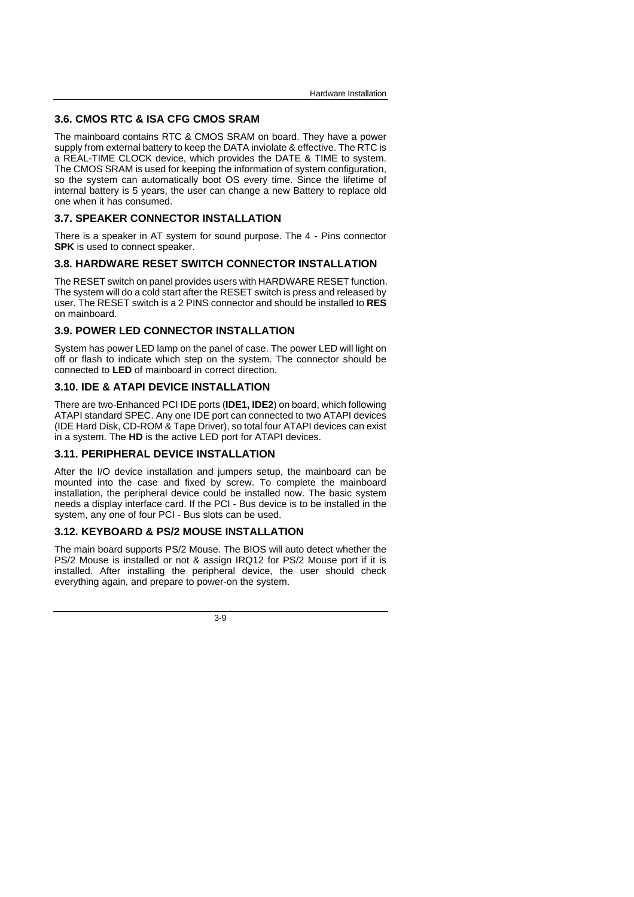## 3.6. CMOS RTC & ISA CFG CMOS SRAM

The mainboard contains RTC & CMOS SRAM on board. They have a power supply from external battery to keep the DATA inviolate & effective. The RTC is a REAL-TIME CLOCK device, which provides the DATE & TIME to system. The CMOS SRAM is used for keeping the information of system configuration, so the system can automatically boot OS every time. Since the lifetime of internal battery is 5 years, the user can change a new Battery to replace old one when it has consumed.

## 3.7. SPEAKER CONNECTOR INSTALLATION

There is a speaker in AT system for sound purpose. The 4 - Pins connector **SPK** is used to connect speaker.

## 3.8. HARDWARE RESET SWITCH CONNECTOR INSTALLATION

The RESET switch on panel provides users with HARDWARE RESET function. The system will do a cold start after the RESET switch is press and released by user. The RESET switch is a 2 PINS connector and should be installed to **RES** on mainboard.

## 3.9. POWER LED CONNECTOR INSTALLATION

System has power LED lamp on the panel of case. The power LED will light on off or flash to indicate which step on the system. The connector should be connected to **LED** of mainboard in correct direction.

## 3.10. IDE & ATAPI DEVICE INSTALLATION

There are two-Enhanced PCI IDE ports (**IDE1, IDE2**) on board, which following ATAPI standard SPEC. Any one IDE port can connected to two ATAPI devices (IDE Hard Disk, CD-ROM & Tape Driver), so total four ATAPI devices can exist in a system. The **HD** is the active LED port for ATAPI devices.

## 3.11. PERIPHERAL DEVICE INSTALLATION

After the I/O device installation and jumpers setup, the mainboard can be mounted into the case and fixed by screw. To complete the mainboard installation, the peripheral device could be installed now. The basic system needs a display interface card. If the PCI - Bus device is to be installed in the system, any one of four PCI - Bus slots can be used.

## 3.12. KEYBOARD & PS/2 MOUSE INSTALLATION

The main board supports PS/2 Mouse. The BIOS will auto detect whether the PS/2 Mouse is installed or not & assign IRQ12 for PS/2 Mouse port if it is installed. After installing the peripheral device, the user should check everything again, and prepare to power-on the system.